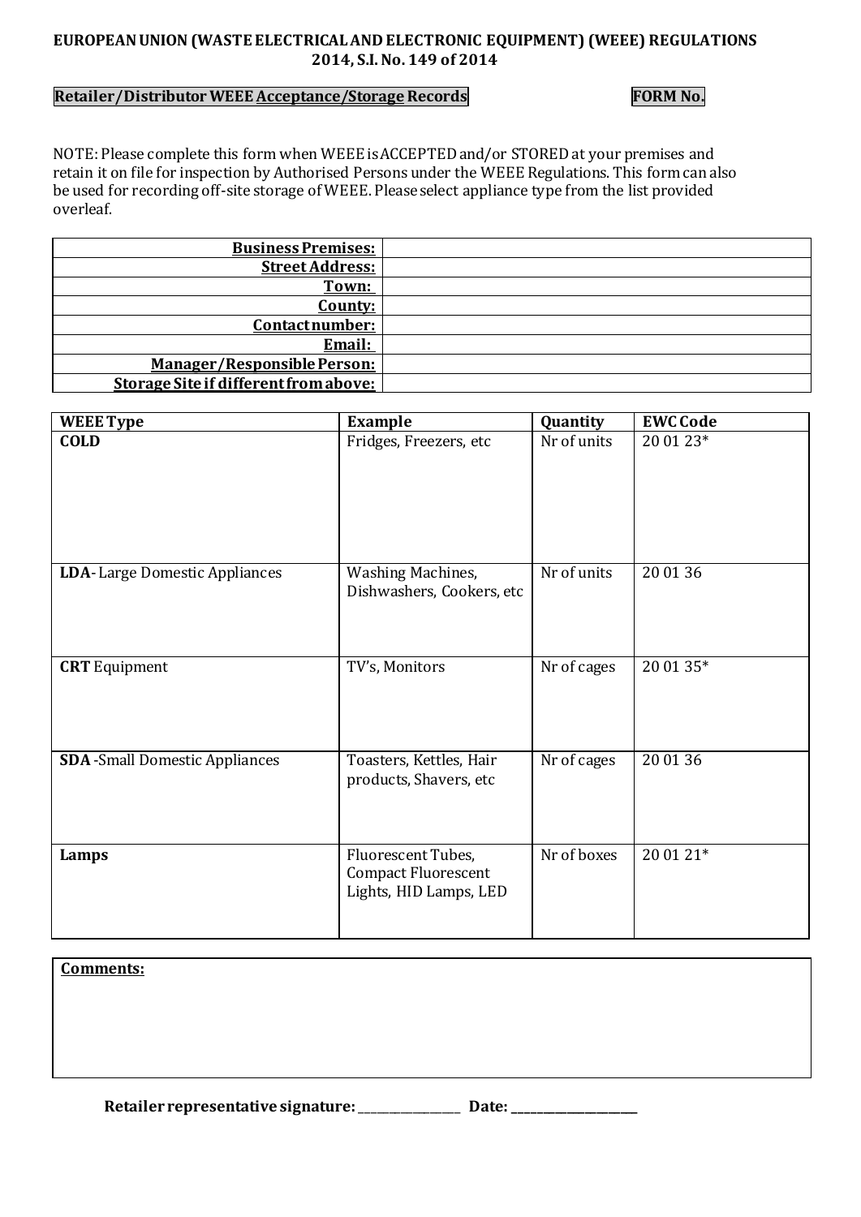**EUROPEAN UNION (WASTE ELECTRICAL AND ELECTRONIC EQUIPMENT) (WEEE) REGULATIONS 2014, S.I. No. 149 of 2014**

**Retailer/Distributor WEEE Acceptance/Storage Records** **FORM No.**

NOTE: Please complete this form when WEEE is ACCEPTED and/or STORED at your premises and retain it on file for inspection by Authorised Persons under the WEEE Regulations. This form can also be used for recording off-site storage of WEEE. Please select appliance type from the list provided overleaf.

| | |
|---|---|
| **Business Premises:** | |
| **Street Address:** | |
| **Town:** | |
| **County:** | |
| **Contact number:** | |
| **Email:** | |
| **Manager/Responsible Person:** | |
| **Storage Site if different from above:** | |

| WEEE Type | Example | Quantity | EWC Code |
|---|---|---|---|
| **COLD** | Fridges, Freezers, etc | Nr of units | 20 01 23* |
| **LDA**- Large Domestic Appliances | Washing Machines, Dishwashers, Cookers, etc | Nr of units | 20 01 36 |
| **CRT** Equipment | TV's, Monitors | Nr of cages | 20 01 35* |
| **SDA** -Small Domestic Appliances | Toasters, Kettles, Hair products, Shavers, etc | Nr of cages | 20 01 36 |
| **Lamps** | Fluorescent Tubes, Compact Fluorescent Lights, HID Lamps, LED | Nr of boxes | 20 01 21* |

**Comments:**

**Retailer representative signature:** ________________ **Date:** ___________________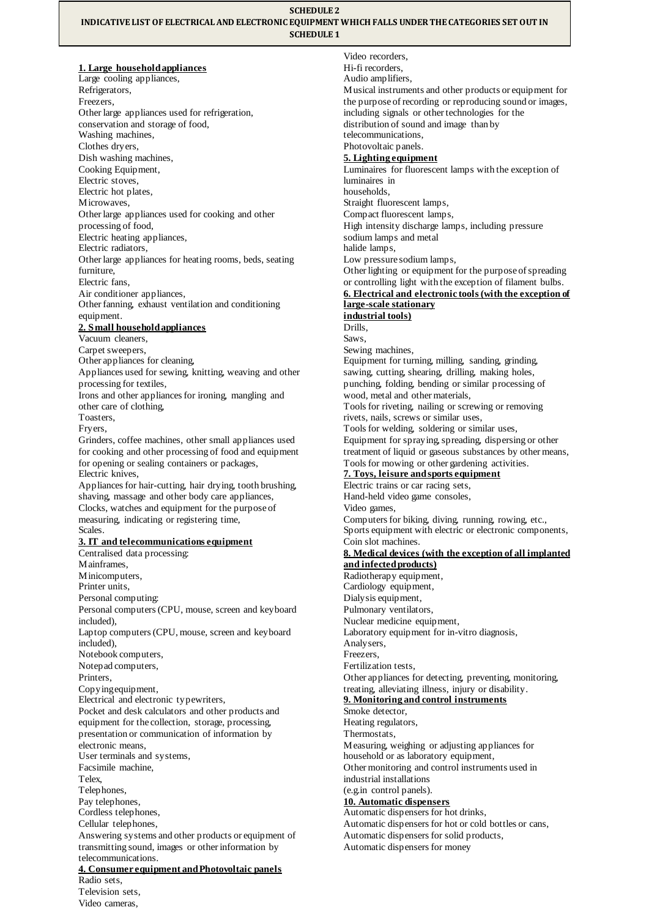**SCHEDULE 2**
**INDICATIVE LIST OF ELECTRICAL AND ELECTRONIC EQUIPMENT WHICH FALLS UNDER THE CATEGORIES SET OUT IN SCHEDULE 1**

**1. Large household appliances**

Large cooling appliances,
Refrigerators,
Freezers,
Other large appliances used for refrigeration, conservation and storage of food,
Washing machines,
Clothes dryers,
Dish washing machines,
Cooking Equipment,
Electric stoves,
Electric hot plates,
Microwaves,
Other large appliances used for cooking and other processing of food,
Electric heating appliances,
Electric radiators,
Other large appliances for heating rooms, beds, seating furniture,
Electric fans,
Air conditioner appliances,
Other fanning, exhaust ventilation and conditioning equipment.

**2. Small household appliances**

Vacuum cleaners,
Carpet sweepers,
Other appliances for cleaning,
Appliances used for sewing, knitting, weaving and other processing for textiles,
Irons and other appliances for ironing, mangling and other care of clothing,
Toasters,
Fryers,
Grinders, coffee machines, other small appliances used for cooking and other processing of food and equipment for opening or sealing containers or packages,
Electric knives,
Appliances for hair-cutting, hair drying, tooth brushing, shaving, massage and other body care appliances,
Clocks, watches and equipment for the purpose of measuring, indicating or registering time,
Scales.

**3. IT and telecommunications equipment**

Centralised data processing:
Mainframes,
Minicomputers,
Printer units,
Personal computing:
Personal computers (CPU, mouse, screen and keyboard included),
Laptop computers (CPU, mouse, screen and keyboard included),
Notebook computers,
Notepad computers,
Printers,
Copying equipment,
Electrical and electronic typewriters,
Pocket and desk calculators and other products and equipment for the collection, storage, processing, presentation or communication of information by electronic means,
User terminals and systems,
Facsimile machine,
Telex,
Telephones,
Pay telephones,
Cordless telephones,
Cellular telephones,
Answering systems and other products or equipment of transmitting sound, images or other information by telecommunications.

**4. Consumer equipment and Photovoltaic panels**

Radio sets,
Television sets,
Video cameras,
Video recorders,
Hi-fi recorders,
Audio amplifiers,
Musical instruments and other products or equipment for the purpose of recording or reproducing sound or images, including signals or other technologies for the distribution of sound and image than by telecommunications,
Photovoltaic panels.

**5. Lighting equipment**

Luminaires for fluorescent lamps with the exception of luminaires in households,
Straight fluorescent lamps,
Compact fluorescent lamps,
High intensity discharge lamps, including pressure sodium lamps and metal halide lamps,
Low pressure sodium lamps,
Other lighting or equipment for the purpose of spreading or controlling light with the exception of filament bulbs.

**6. Electrical and electronic tools (with the exception of large-scale stationary industrial tools)**

Drills,
Saws,
Sewing machines,
Equipment for turning, milling, sanding, grinding, sawing, cutting, shearing, drilling, making holes, punching, folding, bending or similar processing of wood, metal and other materials,
Tools for riveting, nailing or screwing or removing rivets, nails, screws or similar uses,
Tools for welding, soldering or similar uses,
Equipment for spraying, spreading, dispersing or other treatment of liquid or gaseous substances by other means,
Tools for mowing or other gardening activities.

**7. Toys, leisure and sports equipment**

Electric trains or car racing sets,
Hand-held video game consoles,
Video games,
Computers for biking, diving, running, rowing, etc.,
Sports equipment with electric or electronic components,
Coin slot machines.

**8. Medical devices (with the exception of all implanted and infected products)**

Radiotherapy equipment,
Cardiology equipment,
Dialysis equipment,
Pulmonary ventilators,
Nuclear medicine equipment,
Laboratory equipment for in-vitro diagnosis,
Analysers,
Freezers,
Fertilization tests,
Other appliances for detecting, preventing, monitoring, treating, alleviating illness, injury or disability.

**9. Monitoring and control instruments**

Smoke detector,
Heating regulators,
Thermostats,
Measuring, weighing or adjusting appliances for household or as laboratory equipment,
Other monitoring and control instruments used in industrial installations (e.g.in control panels).

**10. Automatic dispensers**

Automatic dispensers for hot drinks,
Automatic dispensers for hot or cold bottles or cans,
Automatic dispensers for solid products,
Automatic dispensers for money